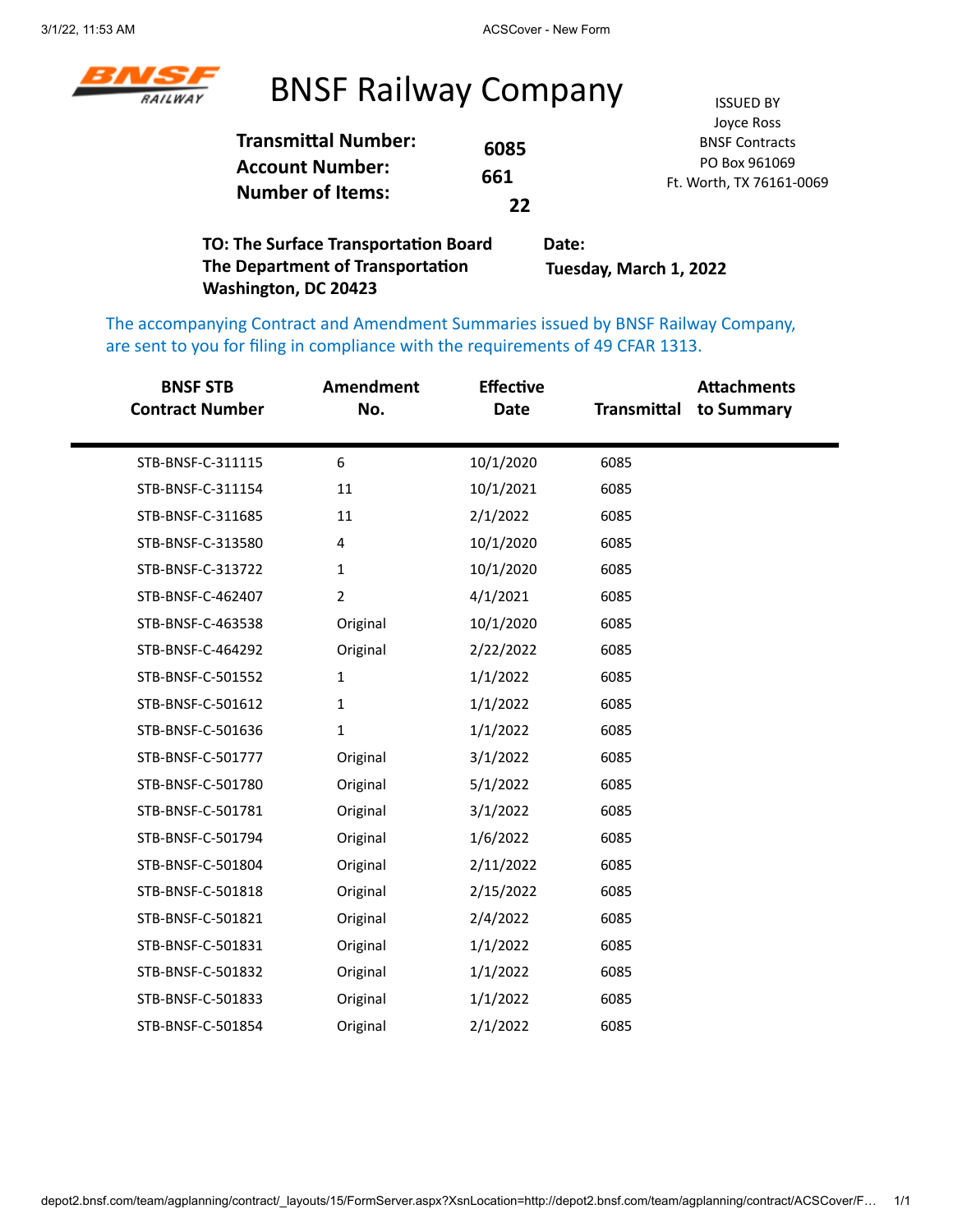# BNSF Railway Company

**Transmittal Number:** 6085
**Account Number:** 661
**Number of Items:** 22

ISSUED BY
Joyce Ross
BNSF Contracts
PO Box 961069
Ft. Worth, TX 76161-0069

**TO: The Surface Transportation Board**
**The Department of Transportation**
**Washington, DC 20423**

**Date:**
**Tuesday, March 1, 2022**

The accompanying Contract and Amendment Summaries issued by BNSF Railway Company, are sent to you for filing in compliance with the requirements of 49 CFAR 1313.

| BNSF STB Contract Number | Amendment No. | Effective Date | Transmittal | Attachments to Summary |
|---|---|---|---|---|
| STB-BNSF-C-311115 | 6 | 10/1/2020 | 6085 | |
| STB-BNSF-C-311154 | 11 | 10/1/2021 | 6085 | |
| STB-BNSF-C-311685 | 11 | 2/1/2022 | 6085 | |
| STB-BNSF-C-313580 | 4 | 10/1/2020 | 6085 | |
| STB-BNSF-C-313722 | 1 | 10/1/2020 | 6085 | |
| STB-BNSF-C-462407 | 2 | 4/1/2021 | 6085 | |
| STB-BNSF-C-463538 | Original | 10/1/2020 | 6085 | |
| STB-BNSF-C-464292 | Original | 2/22/2022 | 6085 | |
| STB-BNSF-C-501552 | 1 | 1/1/2022 | 6085 | |
| STB-BNSF-C-501612 | 1 | 1/1/2022 | 6085 | |
| STB-BNSF-C-501636 | 1 | 1/1/2022 | 6085 | |
| STB-BNSF-C-501777 | Original | 3/1/2022 | 6085 | |
| STB-BNSF-C-501780 | Original | 5/1/2022 | 6085 | |
| STB-BNSF-C-501781 | Original | 3/1/2022 | 6085 | |
| STB-BNSF-C-501794 | Original | 1/6/2022 | 6085 | |
| STB-BNSF-C-501804 | Original | 2/11/2022 | 6085 | |
| STB-BNSF-C-501818 | Original | 2/15/2022 | 6085 | |
| STB-BNSF-C-501821 | Original | 2/4/2022 | 6085 | |
| STB-BNSF-C-501831 | Original | 1/1/2022 | 6085 | |
| STB-BNSF-C-501832 | Original | 1/1/2022 | 6085 | |
| STB-BNSF-C-501833 | Original | 1/1/2022 | 6085 | |
| STB-BNSF-C-501854 | Original | 2/1/2022 | 6085 | |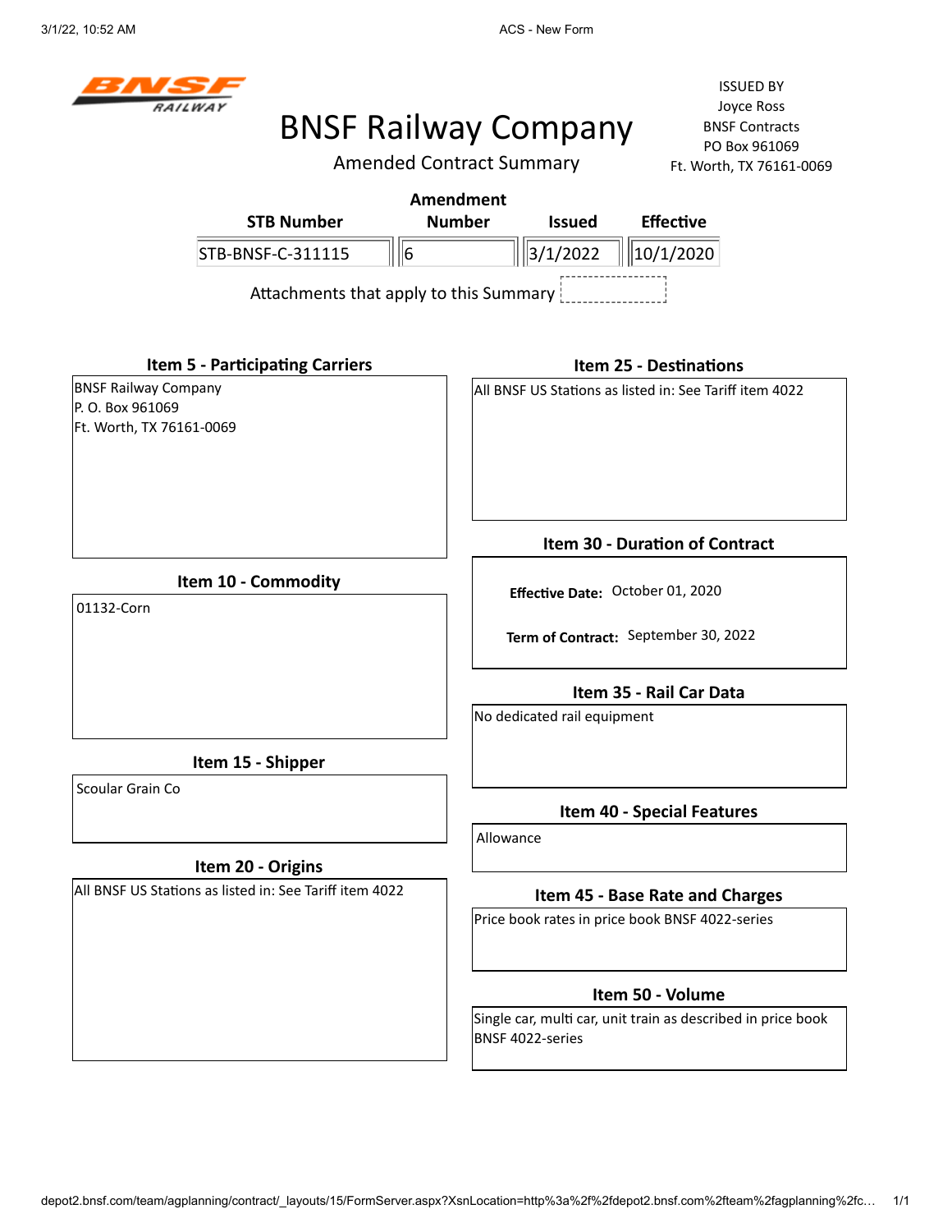BNSF RAILWAY

# BNSF Railway Company

## Amended Contract Summary

ISSUED BY
Joyce Ross
BNSF Contracts
PO Box 961069
Ft. Worth, TX 76161-0069

| STB Number | Amendment Number | Issued | Effective |
|---|---|---|---|
| STB-BNSF-C-311115 | 6 | 3/1/2022 | 10/1/2020 |

Attachments that apply to this Summary

### Item 5 - Participating Carriers

BNSF Railway Company
P. O. Box 961069
Ft. Worth, TX 76161-0069

### Item 10 - Commodity

01132-Corn

### Item 15 - Shipper

Scoular Grain Co

### Item 20 - Origins

All BNSF US Stations as listed in: See Tariff item 4022

### Item 25 - Destinations

All BNSF US Stations as listed in: See Tariff item 4022

### Item 30 - Duration of Contract

**Effective Date:** October 01, 2020

**Term of Contract:** September 30, 2022

### Item 35 - Rail Car Data

No dedicated rail equipment

### Item 40 - Special Features

Allowance

### Item 45 - Base Rate and Charges

Price book rates in price book BNSF 4022-series

### Item 50 - Volume

Single car, multi car, unit train as described in price book BNSF 4022-series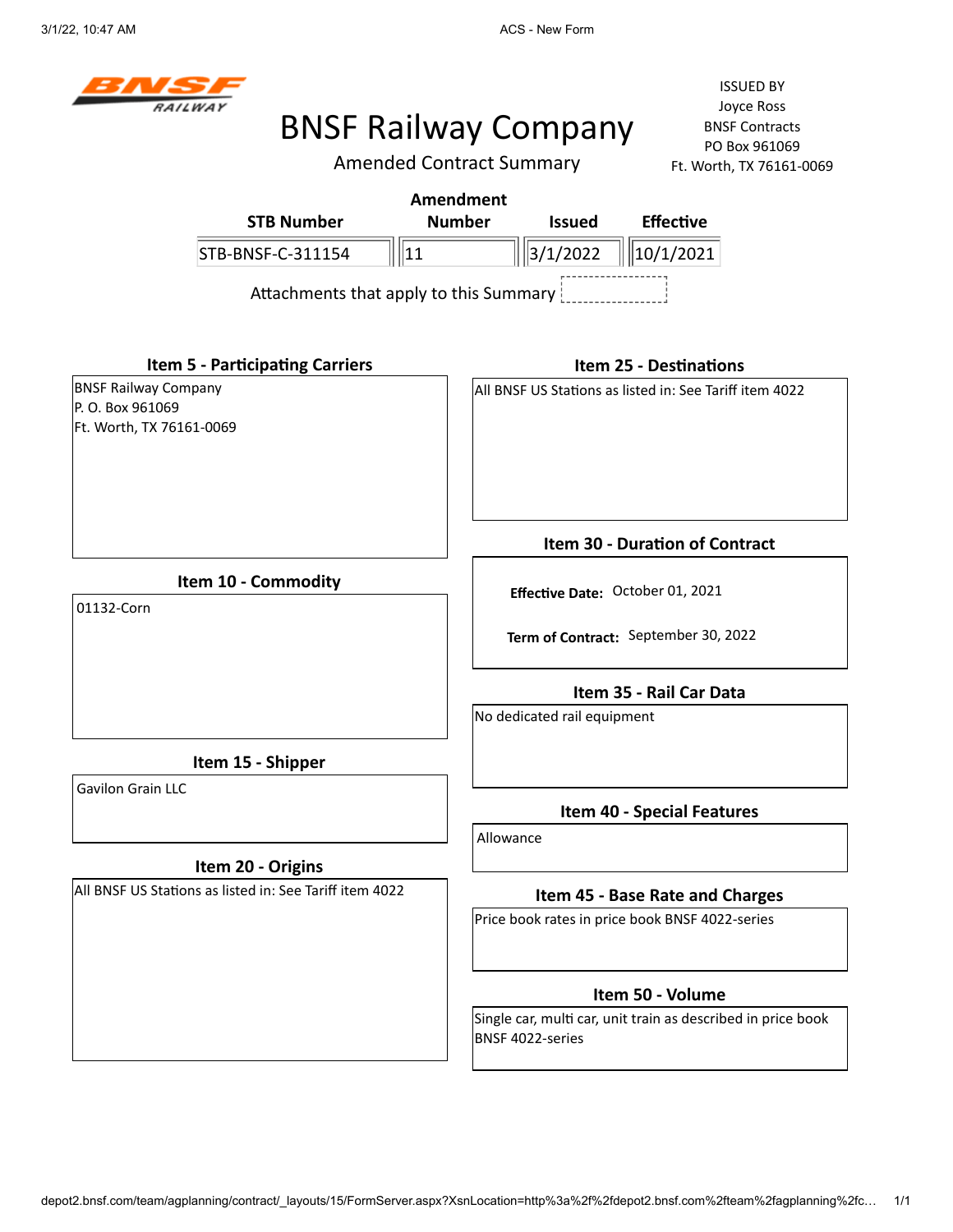# BNSF Railway Company

Amended Contract Summary

ISSUED BY
Joyce Ross
BNSF Contracts
PO Box 961069
Ft. Worth, TX 76161-0069

| STB Number | Amendment Number | Issued | Effective |
|---|---|---|---|
| STB-BNSF-C-311154 | 11 | 3/1/2022 | 10/1/2021 |

Attachments that apply to this Summary

### Item 5 - Participating Carriers

BNSF Railway Company
P. O. Box 961069
Ft. Worth, TX 76161-0069

### Item 10 - Commodity

01132-Corn

### Item 15 - Shipper

Gavilon Grain LLC

### Item 20 - Origins

All BNSF US Stations as listed in: See Tariff item 4022

### Item 25 - Destinations

All BNSF US Stations as listed in: See Tariff item 4022

### Item 30 - Duration of Contract

**Effective Date:** October 01, 2021

**Term of Contract:** September 30, 2022

### Item 35 - Rail Car Data

No dedicated rail equipment

### Item 40 - Special Features

Allowance

### Item 45 - Base Rate and Charges

Price book rates in price book BNSF 4022-series

### Item 50 - Volume

Single car, multi car, unit train as described in price book BNSF 4022-series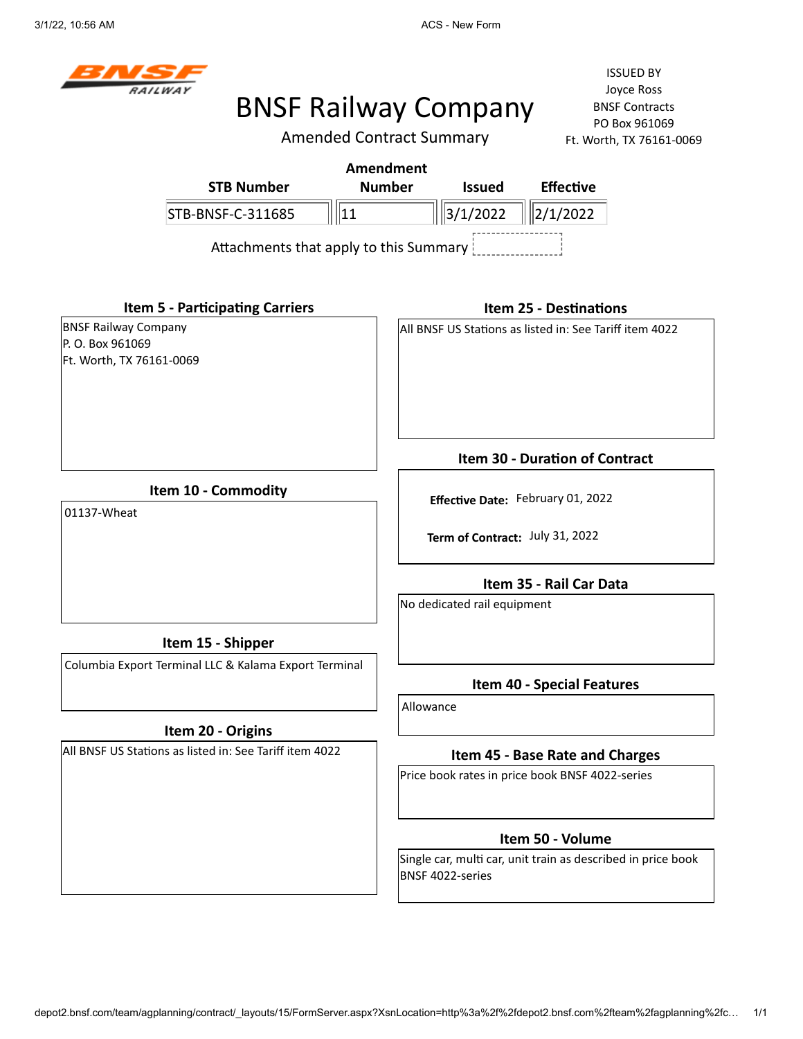BNSF RAILWAY

# BNSF Railway Company

Amended Contract Summary

ISSUED BY
Joyce Ross
BNSF Contracts
PO Box 961069
Ft. Worth, TX 76161-0069

| STB Number | Amendment Number | Issued | Effective |
|---|---|---|---|
| STB-BNSF-C-311685 | 11 | 3/1/2022 | 2/1/2022 |

Attachments that apply to this Summary

### Item 5 - Participating Carriers

BNSF Railway Company
P. O. Box 961069
Ft. Worth, TX 76161-0069

### Item 10 - Commodity

01137-Wheat

### Item 15 - Shipper

Columbia Export Terminal LLC & Kalama Export Terminal

### Item 20 - Origins

All BNSF US Stations as listed in: See Tariff item 4022

### Item 25 - Destinations

All BNSF US Stations as listed in: See Tariff item 4022

### Item 30 - Duration of Contract

**Effective Date:** February 01, 2022

**Term of Contract:** July 31, 2022

### Item 35 - Rail Car Data

No dedicated rail equipment

### Item 40 - Special Features

Allowance

### Item 45 - Base Rate and Charges

Price book rates in price book BNSF 4022-series

### Item 50 - Volume

Single car, multi car, unit train as described in price book BNSF 4022-series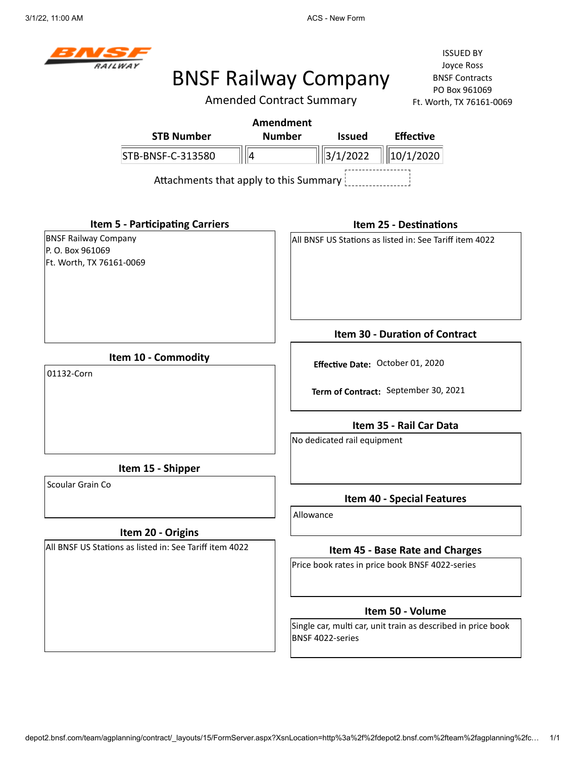# BNSF Railway Company

## Amended Contract Summary

ISSUED BY
Joyce Ross
BNSF Contracts
PO Box 961069
Ft. Worth, TX 76161-0069

| STB Number | Amendment Number | Issued | Effective |
|---|---|---|---|
| STB-BNSF-C-313580 | 4 | 3/1/2022 | 10/1/2020 |

Attachments that apply to this Summary

### Item 5 - Participating Carriers

BNSF Railway Company
P. O. Box 961069
Ft. Worth, TX 76161-0069

### Item 10 - Commodity

01132-Corn

### Item 15 - Shipper

Scoular Grain Co

### Item 20 - Origins

All BNSF US Stations as listed in: See Tariff item 4022

### Item 25 - Destinations

All BNSF US Stations as listed in: See Tariff item 4022

### Item 30 - Duration of Contract

**Effective Date:** October 01, 2020

**Term of Contract:** September 30, 2021

### Item 35 - Rail Car Data

No dedicated rail equipment

### Item 40 - Special Features

Allowance

### Item 45 - Base Rate and Charges

Price book rates in price book BNSF 4022-series

### Item 50 - Volume

Single car, multi car, unit train as described in price book BNSF 4022-series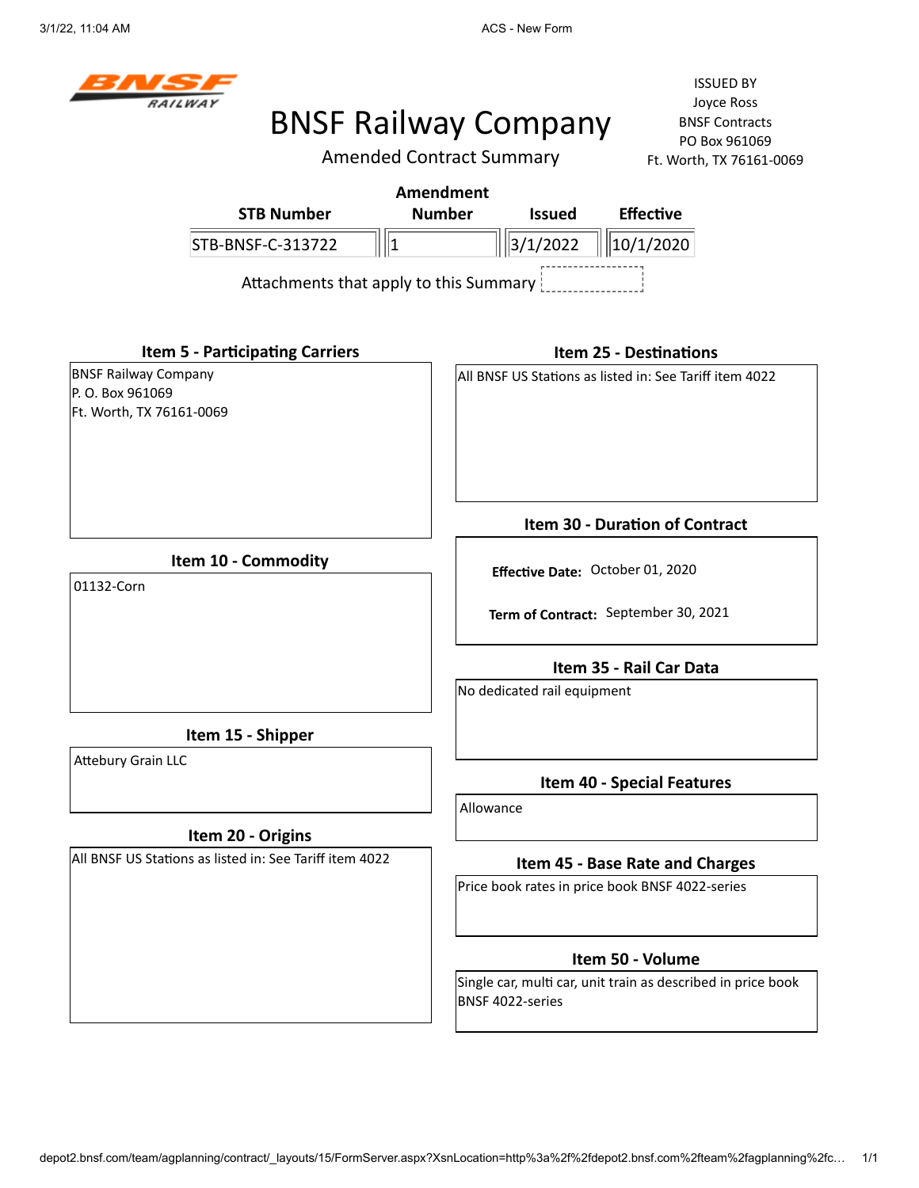# BNSF Railway Company

## Amended Contract Summary

ISSUED BY
Joyce Ross
BNSF Contracts
PO Box 961069
Ft. Worth, TX 76161-0069

| STB Number | Amendment Number | Issued | Effective |
|---|---|---|---|
| STB-BNSF-C-313722 | 1 | 3/1/2022 | 10/1/2020 |

Attachments that apply to this Summary

### Item 5 - Participating Carriers

BNSF Railway Company
P. O. Box 961069
Ft. Worth, TX 76161-0069

### Item 10 - Commodity

01132-Corn

### Item 15 - Shipper

Attebury Grain LLC

### Item 20 - Origins

All BNSF US Stations as listed in: See Tariff item 4022

### Item 25 - Destinations

All BNSF US Stations as listed in: See Tariff item 4022

### Item 30 - Duration of Contract

**Effective Date:** October 01, 2020

**Term of Contract:** September 30, 2021

### Item 35 - Rail Car Data

No dedicated rail equipment

### Item 40 - Special Features

Allowance

### Item 45 - Base Rate and Charges

Price book rates in price book BNSF 4022-series

### Item 50 - Volume

Single car, multi car, unit train as described in price book BNSF 4022-series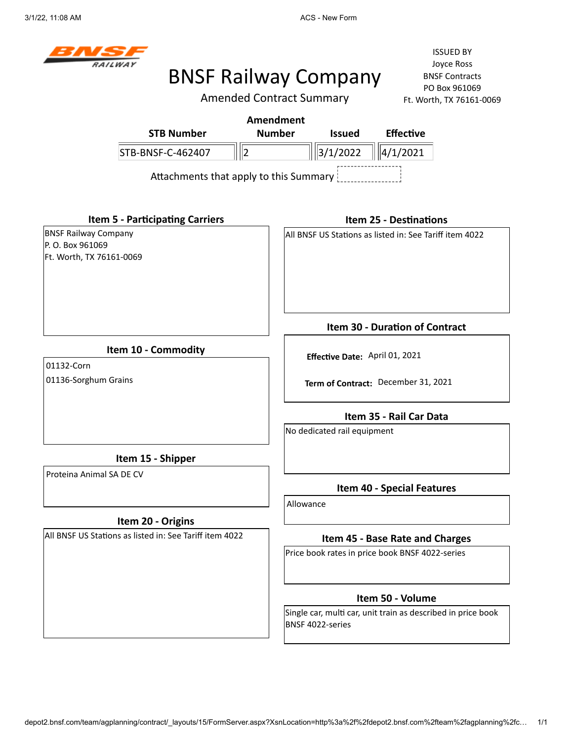BNSF RAILWAY

# BNSF Railway Company

Amended Contract Summary

ISSUED BY
Joyce Ross
BNSF Contracts
PO Box 961069
Ft. Worth, TX 76161-0069

| STB Number | Amendment Number | Issued | Effective |
|---|---|---|---|
| STB-BNSF-C-462407 | 2 | 3/1/2022 | 4/1/2021 |

Attachments that apply to this Summary

### Item 5 - Participating Carriers

BNSF Railway Company
P. O. Box 961069
Ft. Worth, TX 76161-0069

### Item 10 - Commodity

01132-Corn
01136-Sorghum Grains

### Item 15 - Shipper

Proteina Animal SA DE CV

### Item 20 - Origins

All BNSF US Stations as listed in: See Tariff item 4022

### Item 25 - Destinations

All BNSF US Stations as listed in: See Tariff item 4022

### Item 30 - Duration of Contract

**Effective Date:** April 01, 2021

**Term of Contract:** December 31, 2021

### Item 35 - Rail Car Data

No dedicated rail equipment

### Item 40 - Special Features

Allowance

### Item 45 - Base Rate and Charges

Price book rates in price book BNSF 4022-series

### Item 50 - Volume

Single car, multi car, unit train as described in price book BNSF 4022-series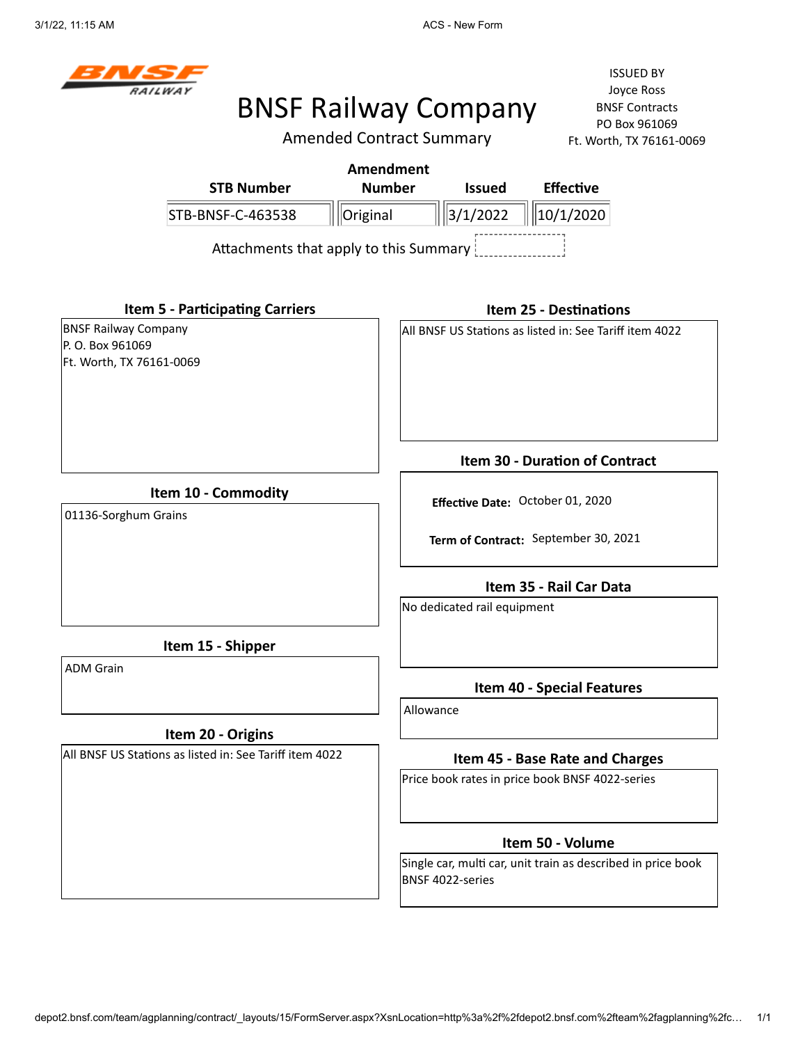# BNSF Railway Company

## Amended Contract Summary

ISSUED BY
Joyce Ross
BNSF Contracts
PO Box 961069
Ft. Worth, TX 76161-0069

| STB Number | Amendment Number | Issued | Effective |
|---|---|---|---|
| STB-BNSF-C-463538 | Original | 3/1/2022 | 10/1/2020 |

Attachments that apply to this Summary

### Item 5 - Participating Carriers

BNSF Railway Company
P. O. Box 961069
Ft. Worth, TX 76161-0069

### Item 10 - Commodity

01136-Sorghum Grains

### Item 15 - Shipper

ADM Grain

### Item 20 - Origins

All BNSF US Stations as listed in: See Tariff item 4022

### Item 25 - Destinations

All BNSF US Stations as listed in: See Tariff item 4022

### Item 30 - Duration of Contract

**Effective Date:** October 01, 2020

**Term of Contract:** September 30, 2021

### Item 35 - Rail Car Data

No dedicated rail equipment

### Item 40 - Special Features

Allowance

### Item 45 - Base Rate and Charges

Price book rates in price book BNSF 4022-series

### Item 50 - Volume

Single car, multi car, unit train as described in price book BNSF 4022-series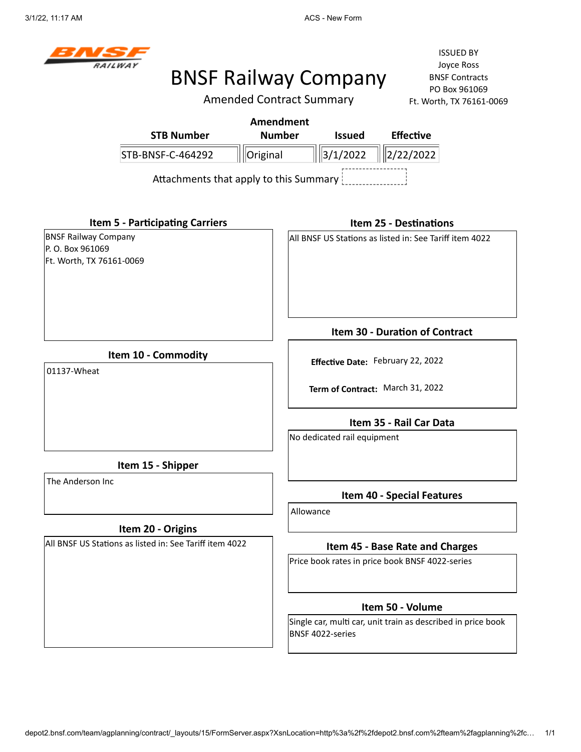# BNSF Railway Company

## Amended Contract Summary

ISSUED BY
Joyce Ross
BNSF Contracts
PO Box 961069
Ft. Worth, TX 76161-0069

| STB Number | Amendment Number | Issued | Effective |
|---|---|---|---|
| STB-BNSF-C-464292 | Original | 3/1/2022 | 2/22/2022 |

Attachments that apply to this Summary

### Item 5 - Participating Carriers

BNSF Railway Company
P. O. Box 961069
Ft. Worth, TX 76161-0069

### Item 10 - Commodity

01137-Wheat

### Item 15 - Shipper

The Anderson Inc

### Item 20 - Origins

All BNSF US Stations as listed in: See Tariff item 4022

### Item 25 - Destinations

All BNSF US Stations as listed in: See Tariff item 4022

### Item 30 - Duration of Contract

**Effective Date:** February 22, 2022

**Term of Contract:** March 31, 2022

### Item 35 - Rail Car Data

No dedicated rail equipment

### Item 40 - Special Features

Allowance

### Item 45 - Base Rate and Charges

Price book rates in price book BNSF 4022-series

### Item 50 - Volume

Single car, multi car, unit train as described in price book BNSF 4022-series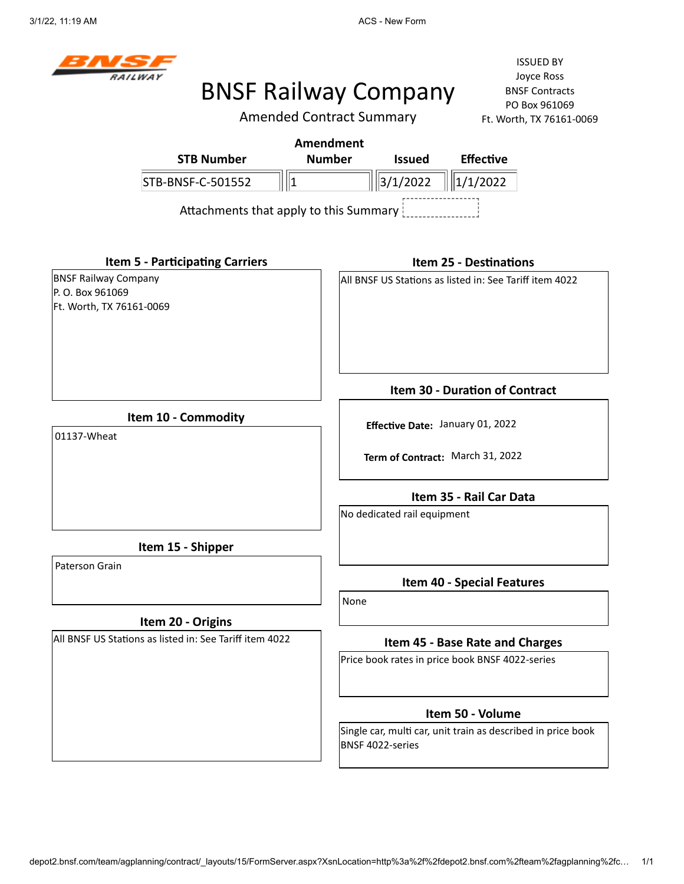# BNSF Railway Company

## Amended Contract Summary

ISSUED BY
Joyce Ross
BNSF Contracts
PO Box 961069
Ft. Worth, TX 76161-0069

| STB Number | Amendment Number | Issued | Effective |
|---|---|---|---|
| STB-BNSF-C-501552 | 1 | 3/1/2022 | 1/1/2022 |

Attachments that apply to this Summary

### Item 5 - Participating Carriers

BNSF Railway Company
P. O. Box 961069
Ft. Worth, TX 76161-0069

### Item 10 - Commodity

01137-Wheat

### Item 15 - Shipper

Paterson Grain

### Item 20 - Origins

All BNSF US Stations as listed in: See Tariff item 4022

### Item 25 - Destinations

All BNSF US Stations as listed in: See Tariff item 4022

### Item 30 - Duration of Contract

**Effective Date:** January 01, 2022

**Term of Contract:** March 31, 2022

### Item 35 - Rail Car Data

No dedicated rail equipment

### Item 40 - Special Features

None

### Item 45 - Base Rate and Charges

Price book rates in price book BNSF 4022-series

### Item 50 - Volume

Single car, multi car, unit train as described in price book BNSF 4022-series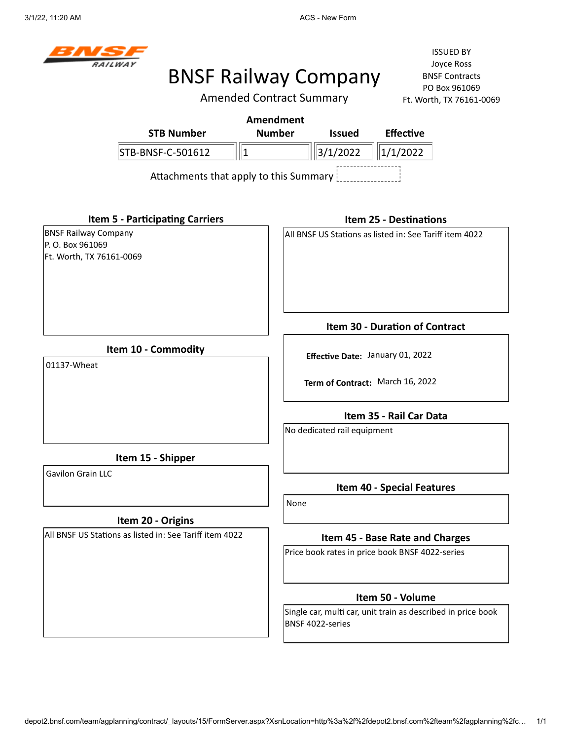# BNSF Railway Company

## Amended Contract Summary

ISSUED BY
Joyce Ross
BNSF Contracts
PO Box 961069
Ft. Worth, TX 76161-0069

| STB Number | Amendment Number | Issued | Effective |
|---|---|---|---|
| STB-BNSF-C-501612 | 1 | 3/1/2022 | 1/1/2022 |

Attachments that apply to this Summary

### Item 5 - Participating Carriers

BNSF Railway Company
P. O. Box 961069
Ft. Worth, TX 76161-0069

### Item 10 - Commodity

01137-Wheat

### Item 15 - Shipper

Gavilon Grain LLC

### Item 20 - Origins

All BNSF US Stations as listed in: See Tariff item 4022

### Item 25 - Destinations

All BNSF US Stations as listed in: See Tariff item 4022

### Item 30 - Duration of Contract

**Effective Date:** January 01, 2022

**Term of Contract:** March 16, 2022

### Item 35 - Rail Car Data

No dedicated rail equipment

### Item 40 - Special Features

None

### Item 45 - Base Rate and Charges

Price book rates in price book BNSF 4022-series

### Item 50 - Volume

Single car, multi car, unit train as described in price book BNSF 4022-series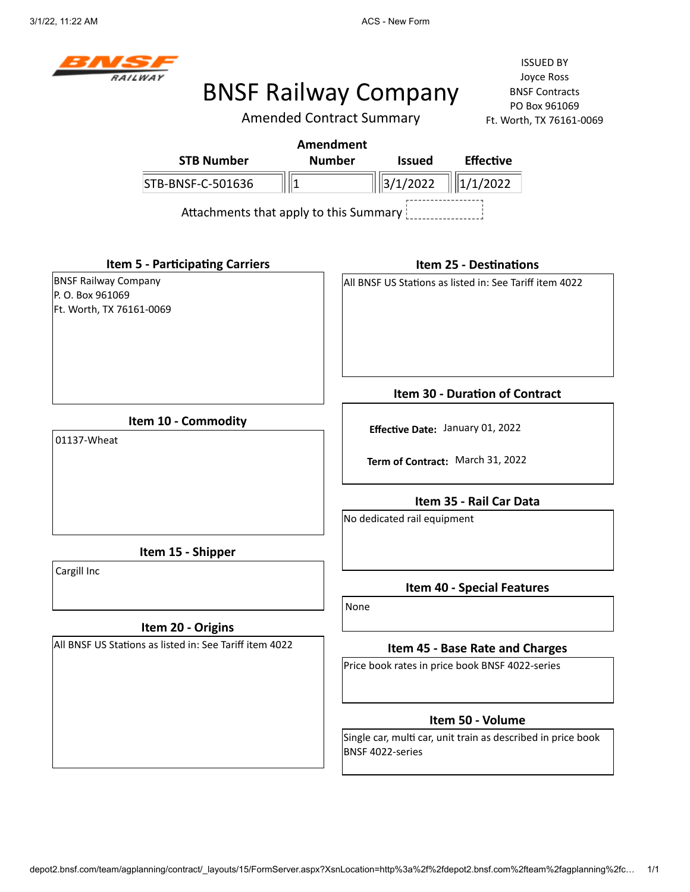# BNSF Railway Company

## Amended Contract Summary

ISSUED BY
Joyce Ross
BNSF Contracts
PO Box 961069
Ft. Worth, TX 76161-0069

| STB Number | Amendment Number | Issued | Effective |
|---|---|---|---|
| STB-BNSF-C-501636 | 1 | 3/1/2022 | 1/1/2022 |

Attachments that apply to this Summary

### Item 5 - Participating Carriers

BNSF Railway Company
P. O. Box 961069
Ft. Worth, TX 76161-0069

### Item 10 - Commodity

01137-Wheat

### Item 15 - Shipper

Cargill Inc

### Item 20 - Origins

All BNSF US Stations as listed in: See Tariff item 4022

### Item 25 - Destinations

All BNSF US Stations as listed in: See Tariff item 4022

### Item 30 - Duration of Contract

**Effective Date:** January 01, 2022

**Term of Contract:** March 31, 2022

### Item 35 - Rail Car Data

No dedicated rail equipment

### Item 40 - Special Features

None

### Item 45 - Base Rate and Charges

Price book rates in price book BNSF 4022-series

### Item 50 - Volume

Single car, multi car, unit train as described in price book BNSF 4022-series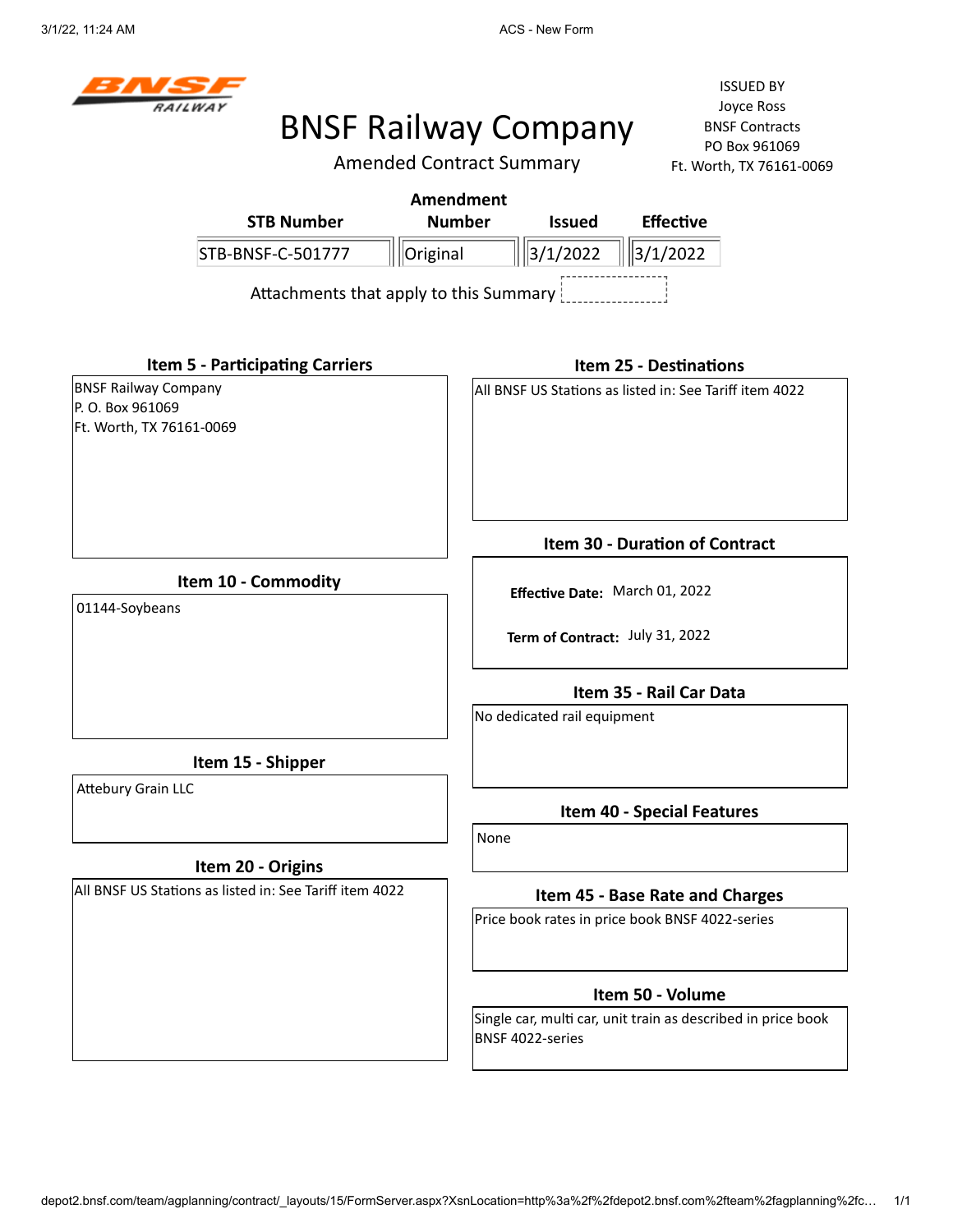BNSF RAILWAY

# BNSF Railway Company

## Amended Contract Summary

ISSUED BY
Joyce Ross
BNSF Contracts
PO Box 961069
Ft. Worth, TX 76161-0069

| STB Number | Amendment Number | Issued | Effective |
|---|---|---|---|
| STB-BNSF-C-501777 | Original | 3/1/2022 | 3/1/2022 |

Attachments that apply to this Summary

### Item 5 - Participating Carriers

BNSF Railway Company
P. O. Box 961069
Ft. Worth, TX 76161-0069

### Item 10 - Commodity

01144-Soybeans

### Item 15 - Shipper

Attebury Grain LLC

### Item 20 - Origins

All BNSF US Stations as listed in: See Tariff item 4022

### Item 25 - Destinations

All BNSF US Stations as listed in: See Tariff item 4022

### Item 30 - Duration of Contract

**Effective Date:** March 01, 2022

**Term of Contract:** July 31, 2022

### Item 35 - Rail Car Data

No dedicated rail equipment

### Item 40 - Special Features

None

### Item 45 - Base Rate and Charges

Price book rates in price book BNSF 4022-series

### Item 50 - Volume

Single car, multi car, unit train as described in price book BNSF 4022-series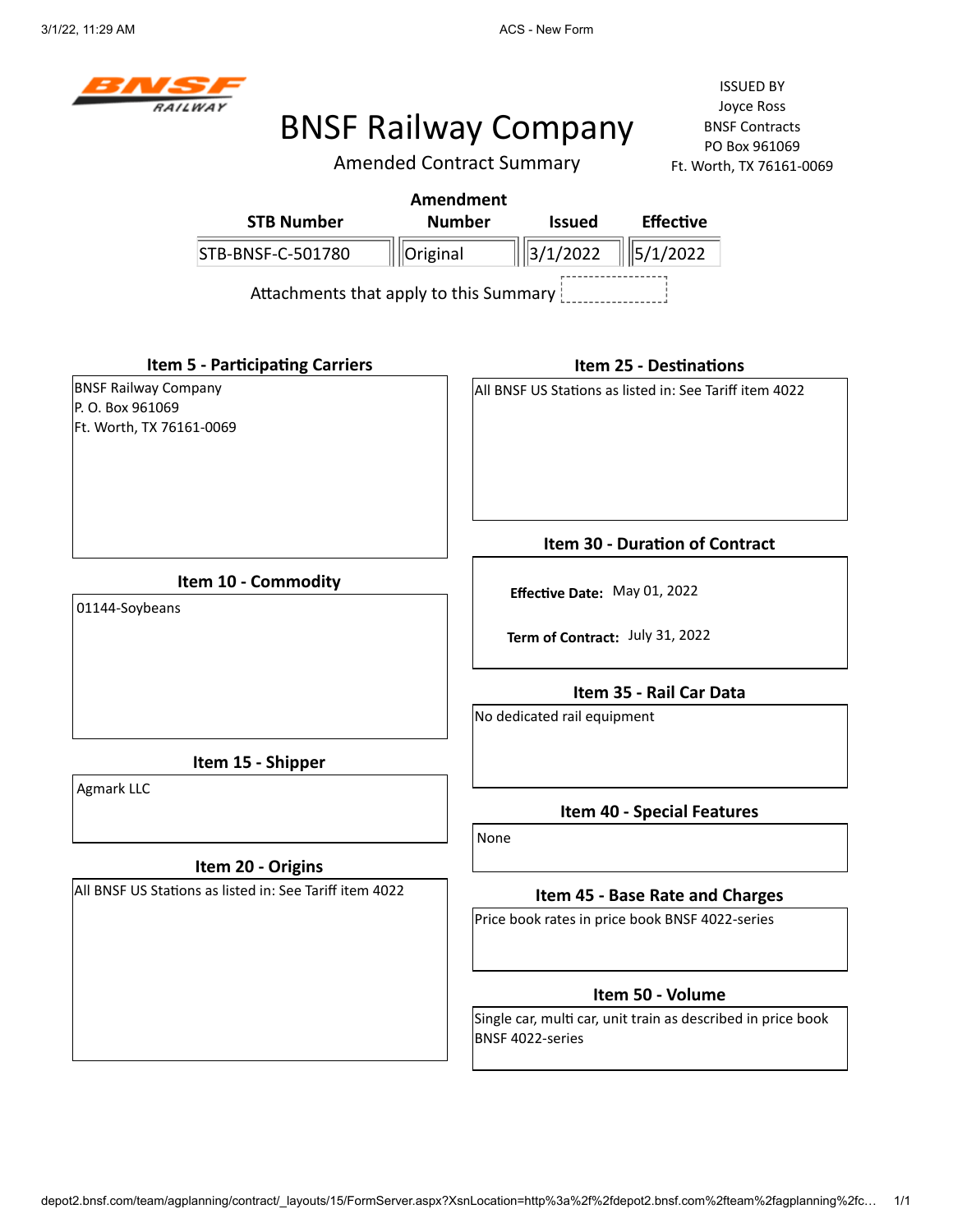BNSF RAILWAY

# BNSF Railway Company

## Amended Contract Summary

ISSUED BY
Joyce Ross
BNSF Contracts
PO Box 961069
Ft. Worth, TX 76161-0069

| STB Number | Amendment Number | Issued | Effective |
|---|---|---|---|
| STB-BNSF-C-501780 | Original | 3/1/2022 | 5/1/2022 |

Attachments that apply to this Summary

### Item 5 - Participating Carriers

BNSF Railway Company
P. O. Box 961069
Ft. Worth, TX 76161-0069

### Item 10 - Commodity

01144-Soybeans

### Item 15 - Shipper

Agmark LLC

### Item 20 - Origins

All BNSF US Stations as listed in: See Tariff item 4022

### Item 25 - Destinations

All BNSF US Stations as listed in: See Tariff item 4022

### Item 30 - Duration of Contract

**Effective Date:** May 01, 2022

**Term of Contract:** July 31, 2022

### Item 35 - Rail Car Data

No dedicated rail equipment

### Item 40 - Special Features

None

### Item 45 - Base Rate and Charges

Price book rates in price book BNSF 4022-series

### Item 50 - Volume

Single car, multi car, unit train as described in price book BNSF 4022-series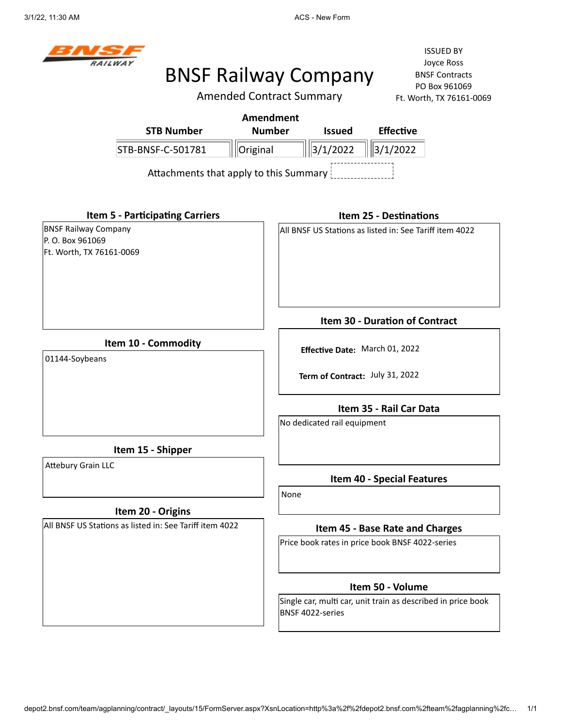# BNSF Railway Company

## Amended Contract Summary

ISSUED BY
Joyce Ross
BNSF Contracts
PO Box 961069
Ft. Worth, TX 76161-0069

| STB Number | Amendment Number | Issued | Effective |
|---|---|---|---|
| STB-BNSF-C-501781 | Original | 3/1/2022 | 3/1/2022 |

Attachments that apply to this Summary

### Item 5 - Participating Carriers

BNSF Railway Company
P. O. Box 961069
Ft. Worth, TX 76161-0069

### Item 10 - Commodity

01144-Soybeans

### Item 15 - Shipper

Attebury Grain LLC

### Item 20 - Origins

All BNSF US Stations as listed in: See Tariff item 4022

### Item 25 - Destinations

All BNSF US Stations as listed in: See Tariff item 4022

### Item 30 - Duration of Contract

**Effective Date:** March 01, 2022

**Term of Contract:** July 31, 2022

### Item 35 - Rail Car Data

No dedicated rail equipment

### Item 40 - Special Features

None

### Item 45 - Base Rate and Charges

Price book rates in price book BNSF 4022-series

### Item 50 - Volume

Single car, multi car, unit train as described in price book BNSF 4022-series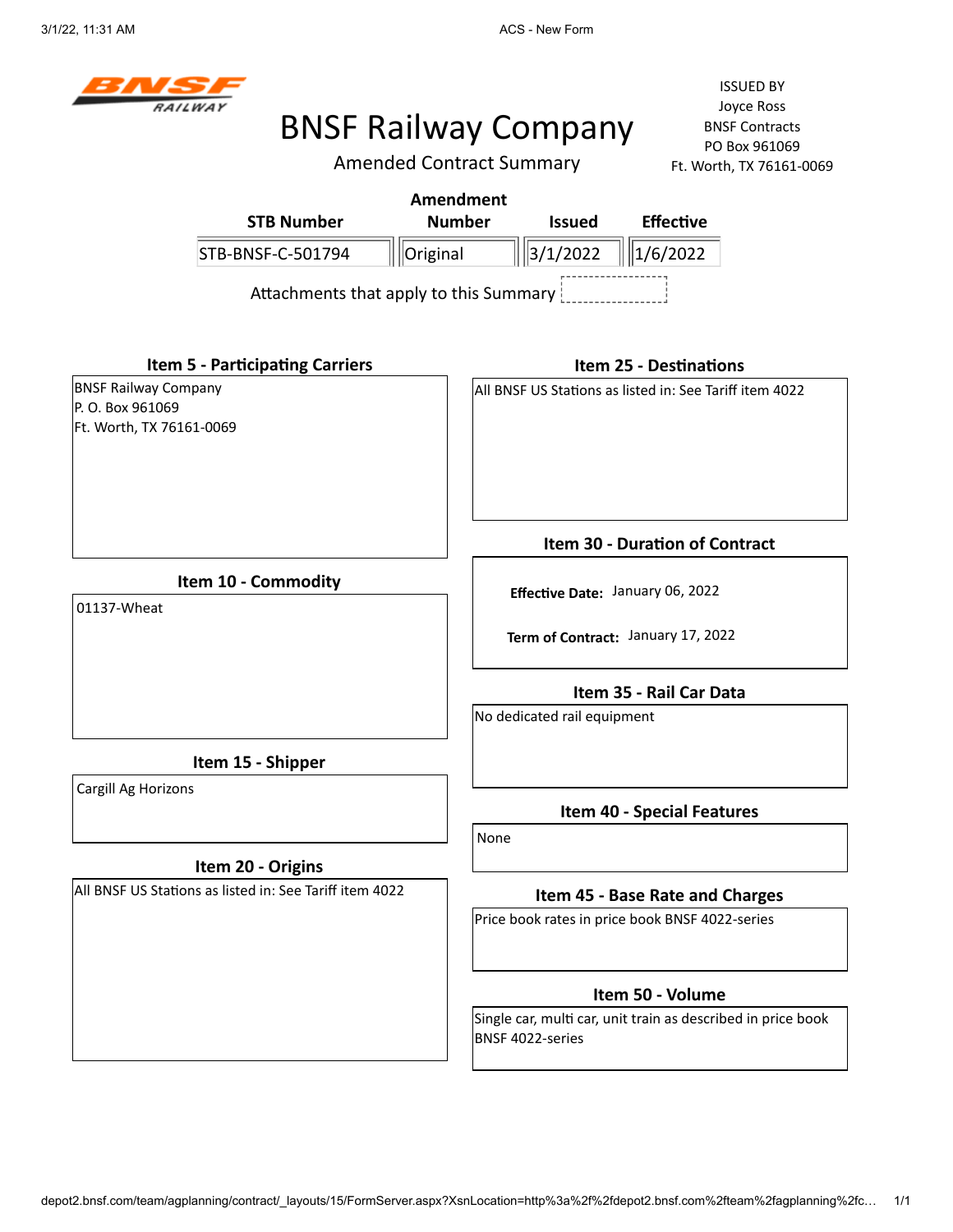BNSF RAILWAY

# BNSF Railway Company

Amended Contract Summary

ISSUED BY
Joyce Ross
BNSF Contracts
PO Box 961069
Ft. Worth, TX 76161-0069

| STB Number | Amendment Number | Issued | Effective |
|---|---|---|---|
| STB-BNSF-C-501794 | Original | 3/1/2022 | 1/6/2022 |

Attachments that apply to this Summary

### Item 5 - Participating Carriers

BNSF Railway Company
P. O. Box 961069
Ft. Worth, TX 76161-0069

### Item 10 - Commodity

01137-Wheat

### Item 15 - Shipper

Cargill Ag Horizons

### Item 20 - Origins

All BNSF US Stations as listed in: See Tariff item 4022

### Item 25 - Destinations

All BNSF US Stations as listed in: See Tariff item 4022

### Item 30 - Duration of Contract

**Effective Date:** January 06, 2022

**Term of Contract:** January 17, 2022

### Item 35 - Rail Car Data

No dedicated rail equipment

### Item 40 - Special Features

None

### Item 45 - Base Rate and Charges

Price book rates in price book BNSF 4022-series

### Item 50 - Volume

Single car, multi car, unit train as described in price book BNSF 4022-series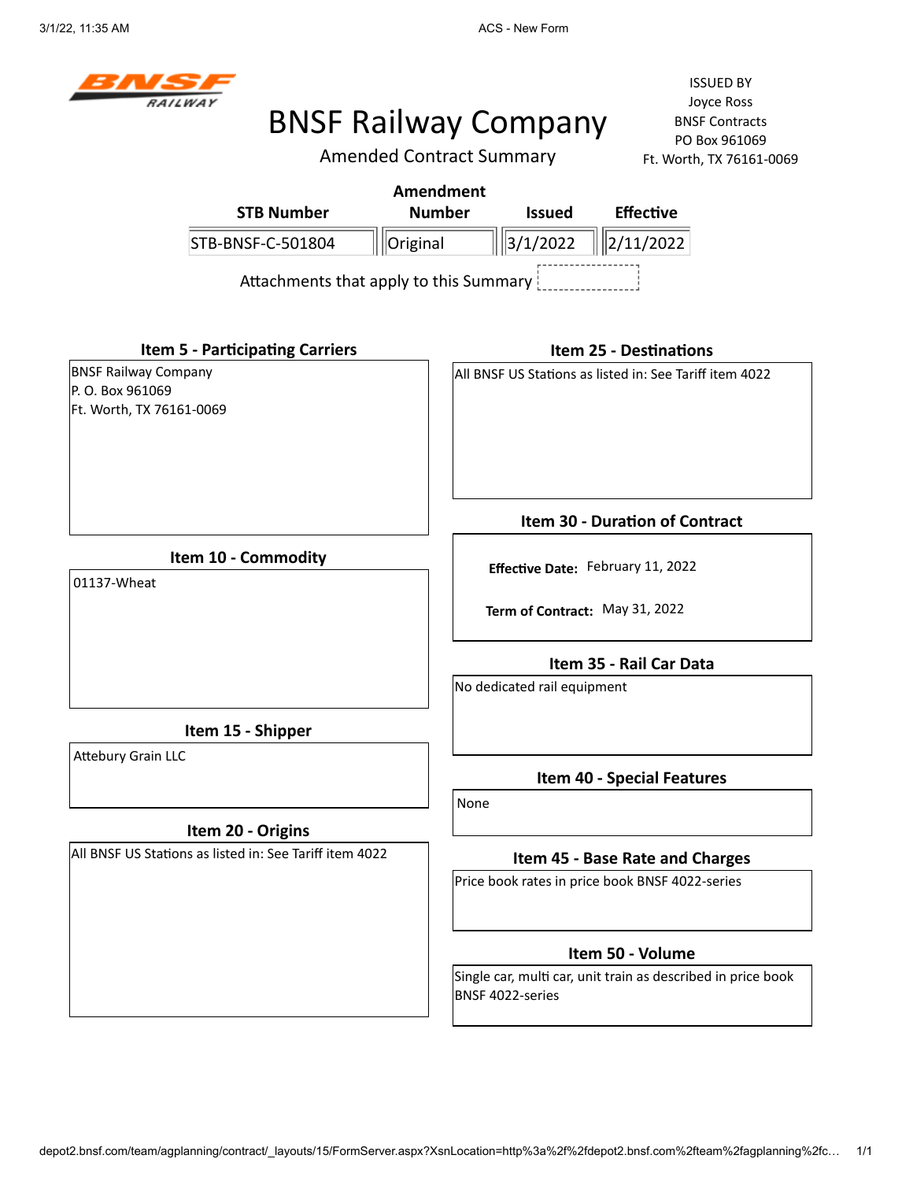# BNSF Railway Company

## Amended Contract Summary

ISSUED BY
Joyce Ross
BNSF Contracts
PO Box 961069
Ft. Worth, TX 76161-0069

| STB Number | Amendment Number | Issued | Effective |
|---|---|---|---|
| STB-BNSF-C-501804 | Original | 3/1/2022 | 2/11/2022 |

Attachments that apply to this Summary

### Item 5 - Participating Carriers

BNSF Railway Company
P. O. Box 961069
Ft. Worth, TX 76161-0069

### Item 10 - Commodity

01137-Wheat

### Item 15 - Shipper

Attebury Grain LLC

### Item 20 - Origins

All BNSF US Stations as listed in: See Tariff item 4022

### Item 25 - Destinations

All BNSF US Stations as listed in: See Tariff item 4022

### Item 30 - Duration of Contract

**Effective Date:** February 11, 2022

**Term of Contract:** May 31, 2022

### Item 35 - Rail Car Data

No dedicated rail equipment

### Item 40 - Special Features

None

### Item 45 - Base Rate and Charges

Price book rates in price book BNSF 4022-series

### Item 50 - Volume

Single car, multi car, unit train as described in price book BNSF 4022-series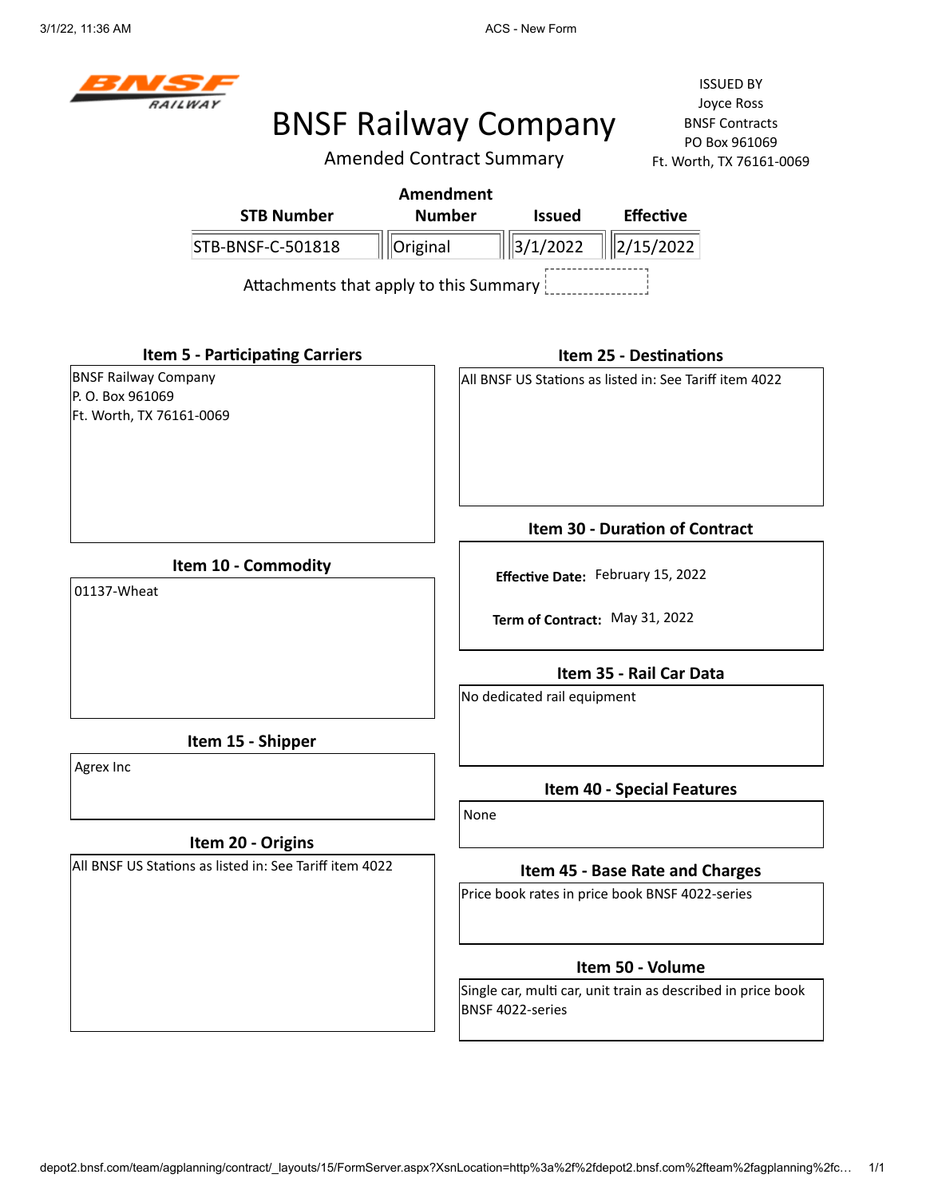BNSF RAILWAY

# BNSF Railway Company

## Amended Contract Summary

ISSUED BY
Joyce Ross
BNSF Contracts
PO Box 961069
Ft. Worth, TX 76161-0069

| STB Number | Amendment Number | Issued | Effective |
|---|---|---|---|
| STB-BNSF-C-501818 | Original | 3/1/2022 | 2/15/2022 |

Attachments that apply to this Summary

### Item 5 - Participating Carriers

BNSF Railway Company
P. O. Box 961069
Ft. Worth, TX 76161-0069

### Item 10 - Commodity

01137-Wheat

### Item 15 - Shipper

Agrex Inc

### Item 20 - Origins

All BNSF US Stations as listed in: See Tariff item 4022

### Item 25 - Destinations

All BNSF US Stations as listed in: See Tariff item 4022

### Item 30 - Duration of Contract

**Effective Date:** February 15, 2022

**Term of Contract:** May 31, 2022

### Item 35 - Rail Car Data

No dedicated rail equipment

### Item 40 - Special Features

None

### Item 45 - Base Rate and Charges

Price book rates in price book BNSF 4022-series

### Item 50 - Volume

Single car, multi car, unit train as described in price book BNSF 4022-series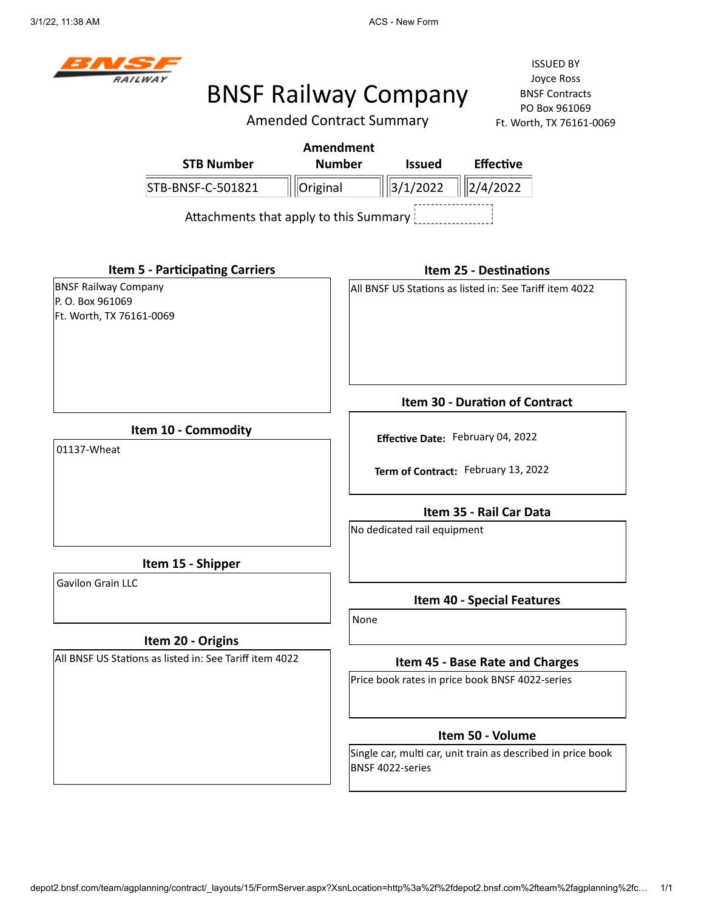BNSF RAILWAY

# BNSF Railway Company

## Amended Contract Summary

ISSUED BY
Joyce Ross
BNSF Contracts
PO Box 961069
Ft. Worth, TX 76161-0069

| STB Number | Amendment Number | Issued | Effective |
|---|---|---|---|
| STB-BNSF-C-501821 | Original | 3/1/2022 | 2/4/2022 |

Attachments that apply to this Summary

### Item 5 - Participating Carriers

BNSF Railway Company
P. O. Box 961069
Ft. Worth, TX 76161-0069

### Item 10 - Commodity

01137-Wheat

### Item 15 - Shipper

Gavilon Grain LLC

### Item 20 - Origins

All BNSF US Stations as listed in: See Tariff item 4022

### Item 25 - Destinations

All BNSF US Stations as listed in: See Tariff item 4022

### Item 30 - Duration of Contract

**Effective Date:** February 04, 2022

**Term of Contract:** February 13, 2022

### Item 35 - Rail Car Data

No dedicated rail equipment

### Item 40 - Special Features

None

### Item 45 - Base Rate and Charges

Price book rates in price book BNSF 4022-series

### Item 50 - Volume

Single car, multi car, unit train as described in price book BNSF 4022-series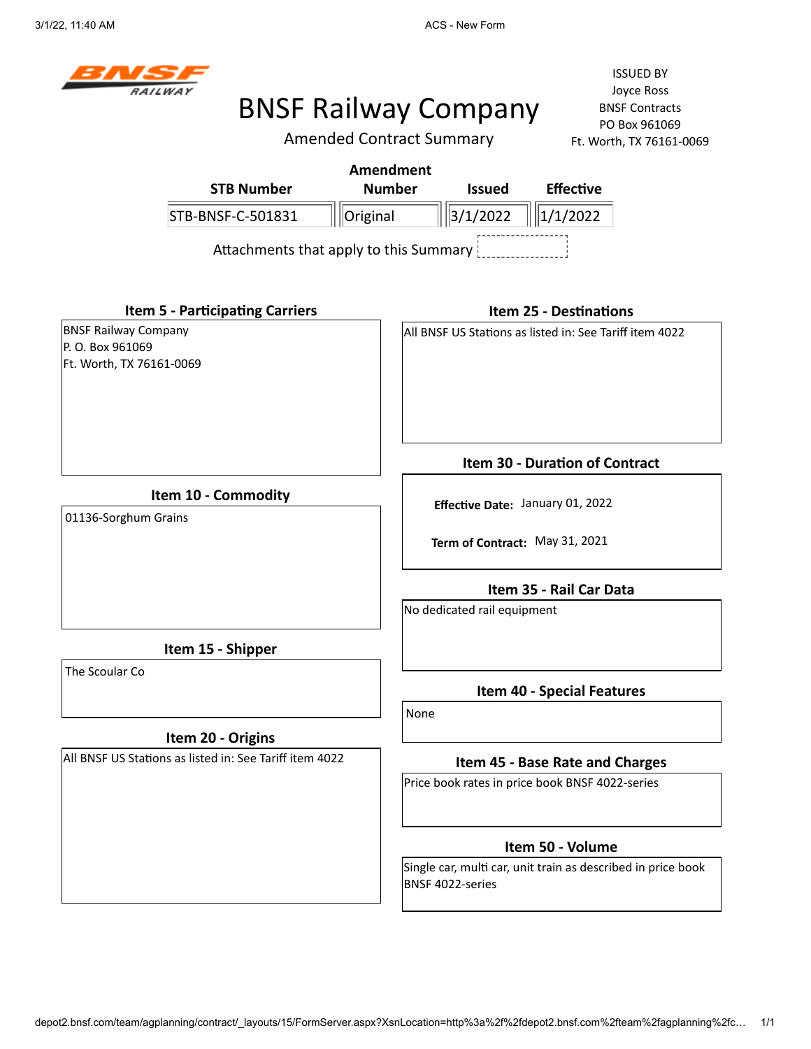BNSF RAILWAY

# BNSF Railway Company

## Amended Contract Summary

ISSUED BY
Joyce Ross
BNSF Contracts
PO Box 961069
Ft. Worth, TX 76161-0069

| STB Number | Amendment Number | Issued | Effective |
|---|---|---|---|
| STB-BNSF-C-501831 | Original | 3/1/2022 | 1/1/2022 |

Attachments that apply to this Summary

### Item 5 - Participating Carriers

BNSF Railway Company
P. O. Box 961069
Ft. Worth, TX 76161-0069

### Item 10 - Commodity

01136-Sorghum Grains

### Item 15 - Shipper

The Scoular Co

### Item 20 - Origins

All BNSF US Stations as listed in: See Tariff item 4022

### Item 25 - Destinations

All BNSF US Stations as listed in: See Tariff item 4022

### Item 30 - Duration of Contract

**Effective Date:** January 01, 2022

**Term of Contract:** May 31, 2021

### Item 35 - Rail Car Data

No dedicated rail equipment

### Item 40 - Special Features

None

### Item 45 - Base Rate and Charges

Price book rates in price book BNSF 4022-series

### Item 50 - Volume

Single car, multi car, unit train as described in price book BNSF 4022-series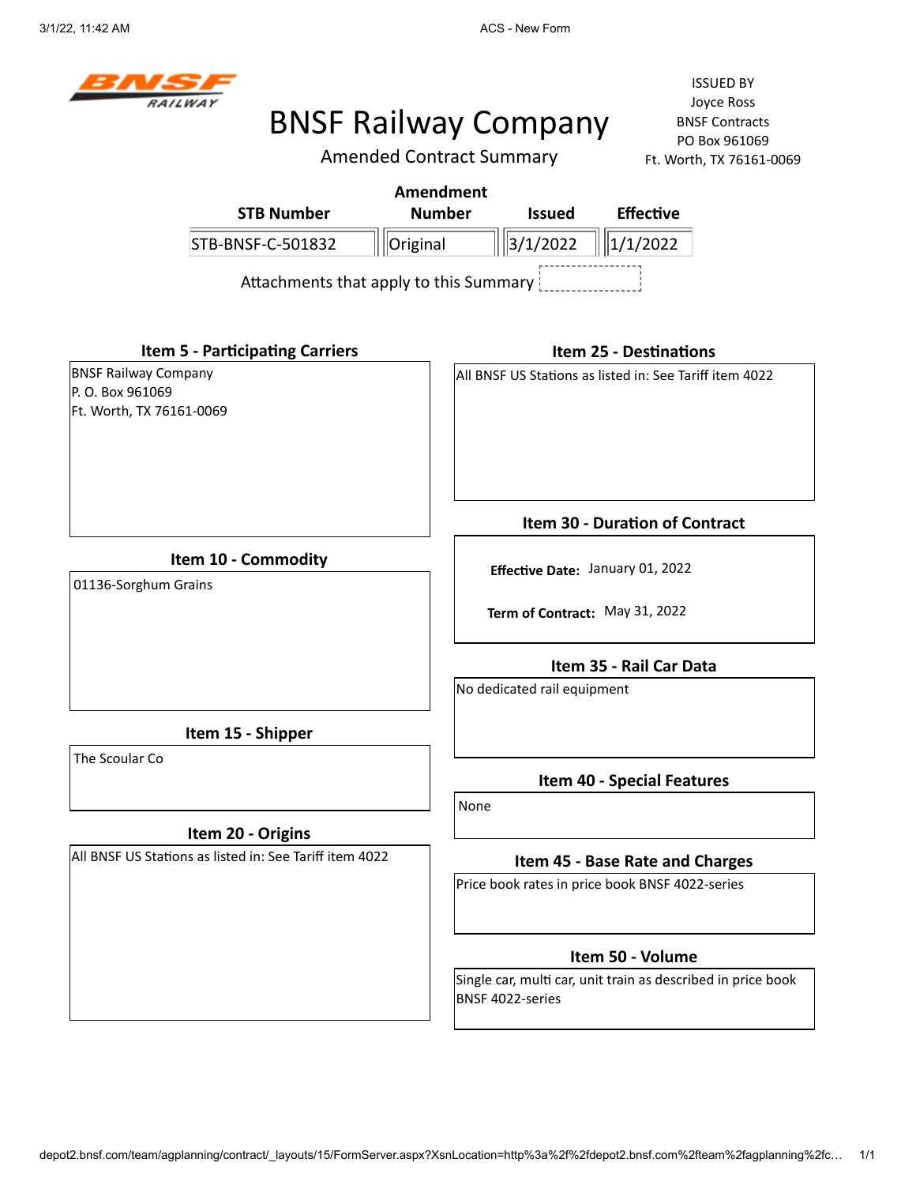BNSF RAILWAY

ISSUED BY
Joyce Ross
BNSF Contracts
PO Box 961069
Ft. Worth, TX 76161-0069

# BNSF Railway Company

## Amended Contract Summary

| STB Number | Amendment Number | Issued | Effective |
|---|---|---|---|
| STB-BNSF-C-501832 | Original | 3/1/2022 | 1/1/2022 |

Attachments that apply to this Summary

### Item 5 - Participating Carriers

BNSF Railway Company
P. O. Box 961069
Ft. Worth, TX 76161-0069

### Item 10 - Commodity

01136-Sorghum Grains

### Item 15 - Shipper

The Scoular Co

### Item 20 - Origins

All BNSF US Stations as listed in: See Tariff item 4022

### Item 25 - Destinations

All BNSF US Stations as listed in: See Tariff item 4022

### Item 30 - Duration of Contract

**Effective Date:** January 01, 2022

**Term of Contract:** May 31, 2022

### Item 35 - Rail Car Data

No dedicated rail equipment

### Item 40 - Special Features

None

### Item 45 - Base Rate and Charges

Price book rates in price book BNSF 4022-series

### Item 50 - Volume

Single car, multi car, unit train as described in price book BNSF 4022-series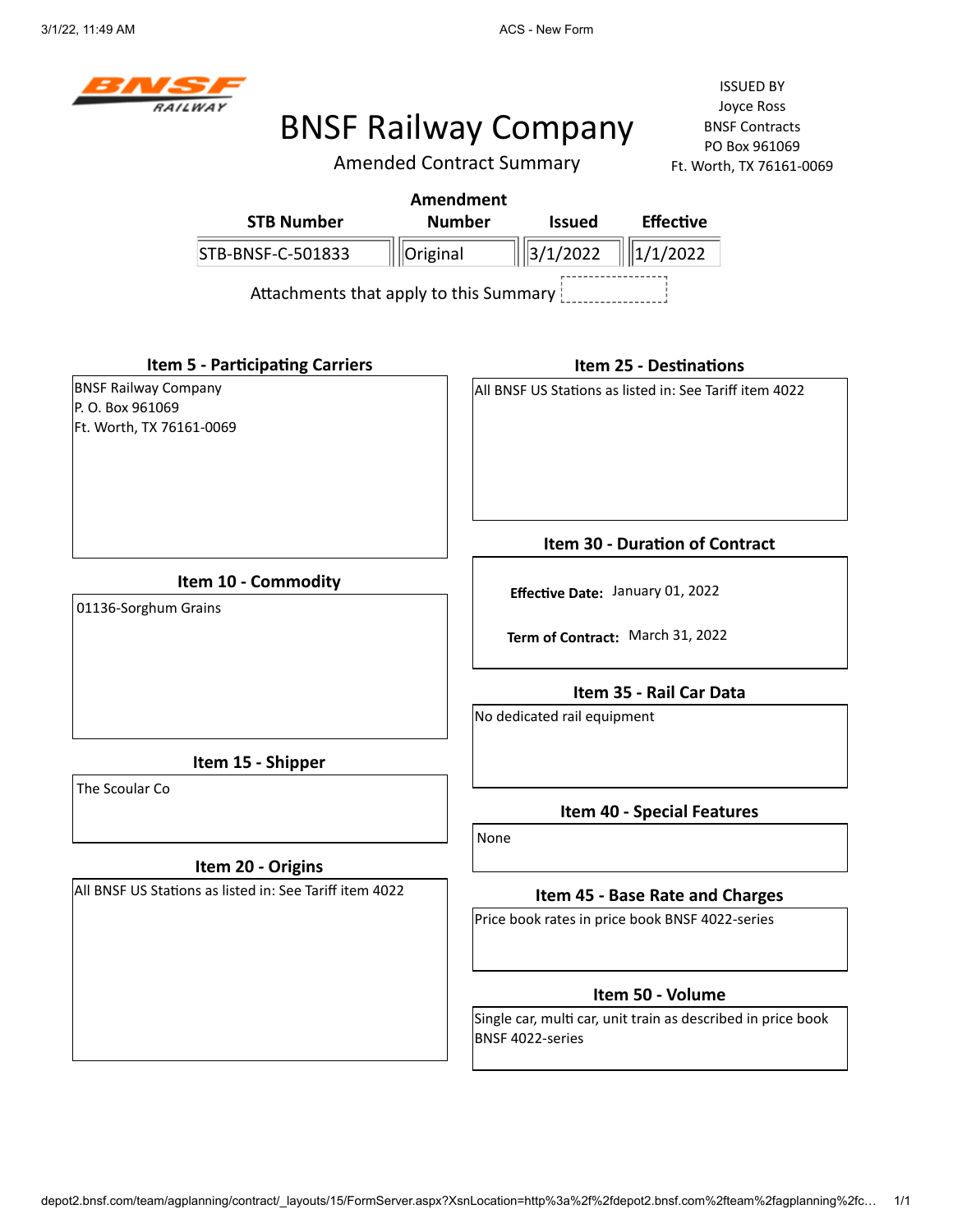# BNSF Railway Company

Amended Contract Summary

ISSUED BY
Joyce Ross
BNSF Contracts
PO Box 961069
Ft. Worth, TX 76161-0069

| STB Number | Amendment Number | Issued | Effective |
|---|---|---|---|
| STB-BNSF-C-501833 | Original | 3/1/2022 | 1/1/2022 |

Attachments that apply to this Summary

### Item 5 - Participating Carriers

BNSF Railway Company
P. O. Box 961069
Ft. Worth, TX 76161-0069

### Item 10 - Commodity

01136-Sorghum Grains

### Item 15 - Shipper

The Scoular Co

### Item 20 - Origins

All BNSF US Stations as listed in: See Tariff item 4022

### Item 25 - Destinations

All BNSF US Stations as listed in: See Tariff item 4022

### Item 30 - Duration of Contract

**Effective Date:** January 01, 2022

**Term of Contract:** March 31, 2022

### Item 35 - Rail Car Data

No dedicated rail equipment

### Item 40 - Special Features

None

### Item 45 - Base Rate and Charges

Price book rates in price book BNSF 4022-series

### Item 50 - Volume

Single car, multi car, unit train as described in price book BNSF 4022-series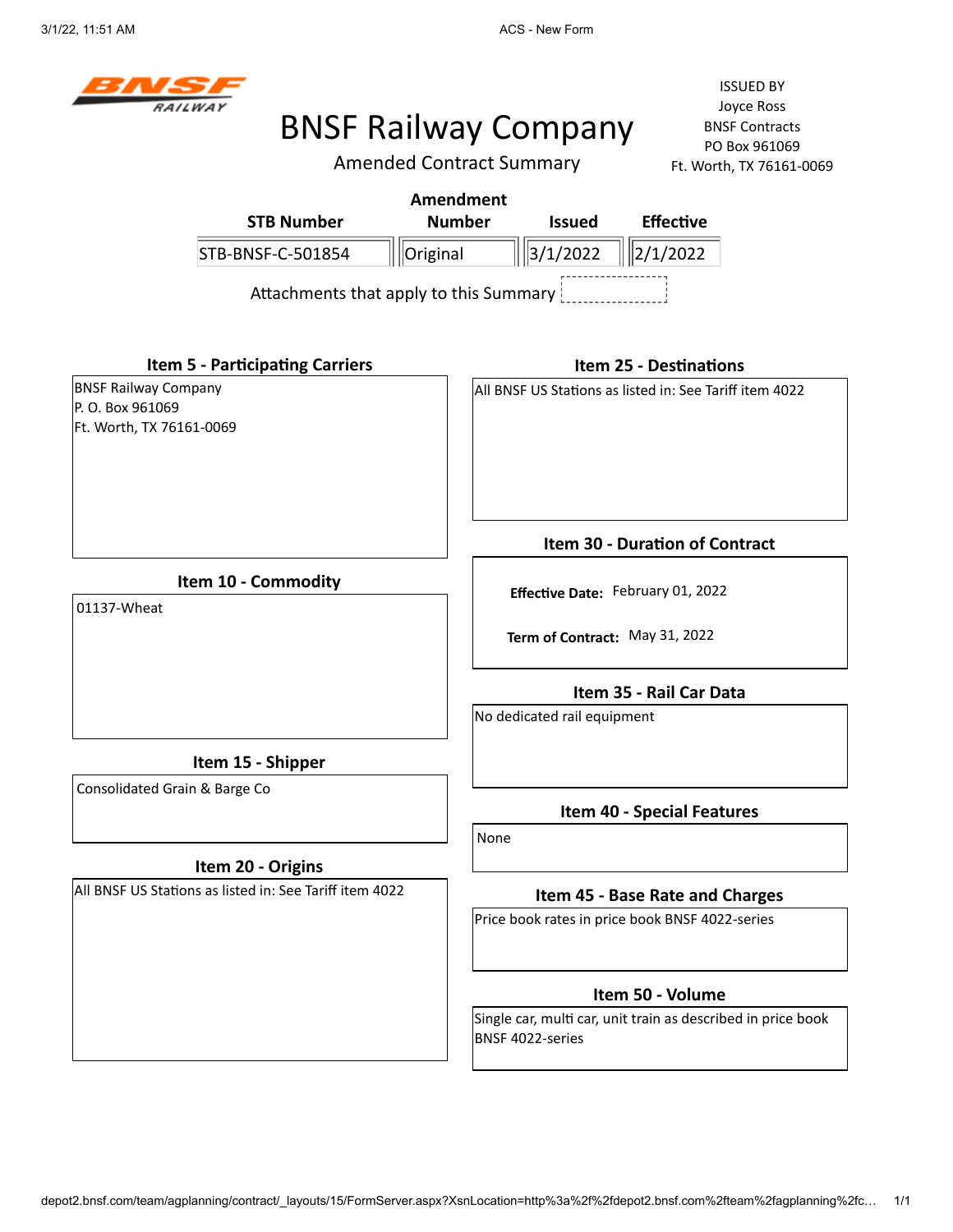# BNSF Railway Company

## Amended Contract Summary

ISSUED BY
Joyce Ross
BNSF Contracts
PO Box 961069
Ft. Worth, TX 76161-0069

| STB Number | Amendment Number | Issued | Effective |
|---|---|---|---|
| STB-BNSF-C-501854 | Original | 3/1/2022 | 2/1/2022 |

Attachments that apply to this Summary

### Item 5 - Participating Carriers

BNSF Railway Company
P. O. Box 961069
Ft. Worth, TX 76161-0069

### Item 10 - Commodity

01137-Wheat

### Item 15 - Shipper

Consolidated Grain & Barge Co

### Item 20 - Origins

All BNSF US Stations as listed in: See Tariff item 4022

### Item 25 - Destinations

All BNSF US Stations as listed in: See Tariff item 4022

### Item 30 - Duration of Contract

**Effective Date:** February 01, 2022

**Term of Contract:** May 31, 2022

### Item 35 - Rail Car Data

No dedicated rail equipment

### Item 40 - Special Features

None

### Item 45 - Base Rate and Charges

Price book rates in price book BNSF 4022-series

### Item 50 - Volume

Single car, multi car, unit train as described in price book BNSF 4022-series